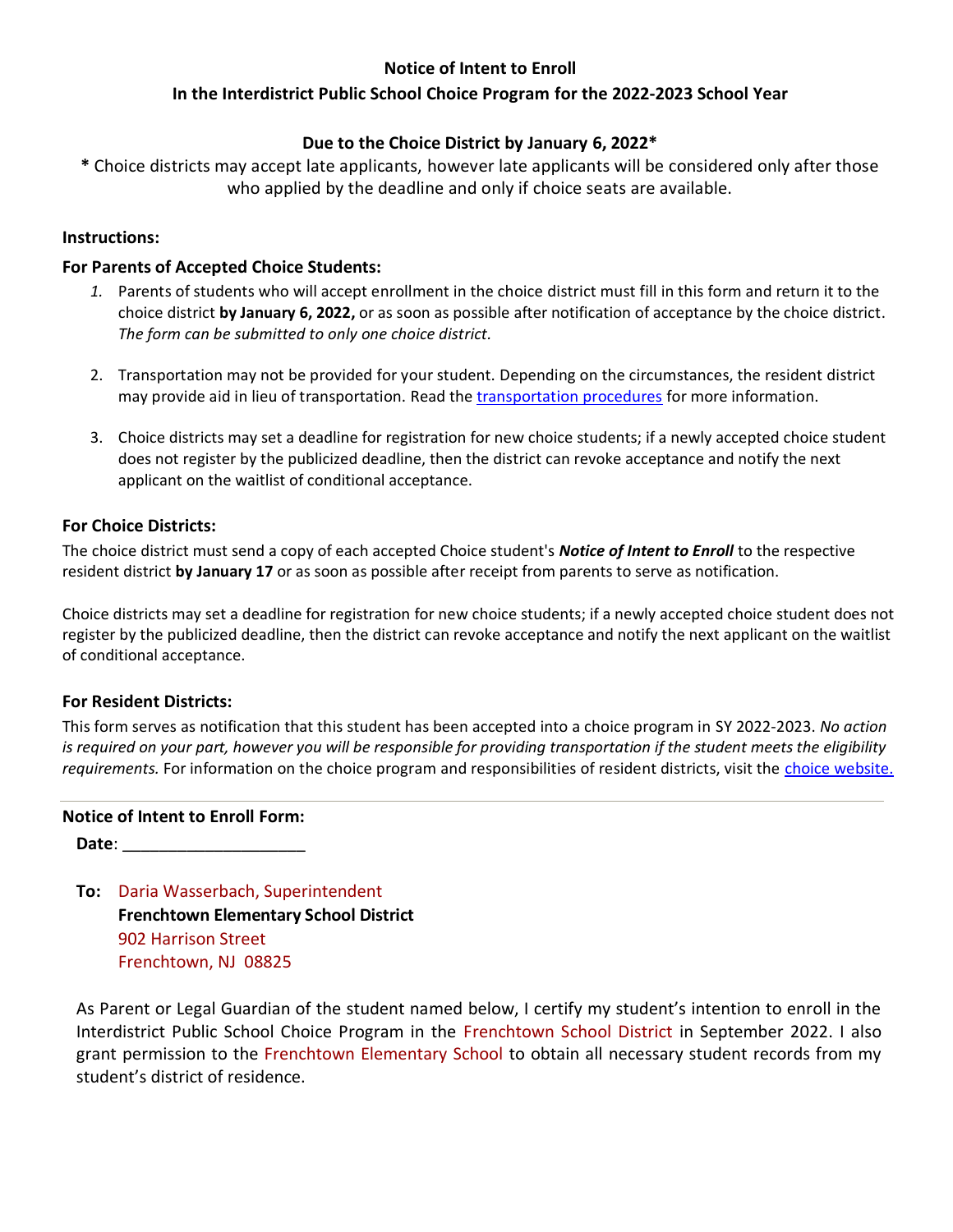**Notice of Intent to Enroll**

**In the Interdistrict Public School Choice Program for the 2022-2023 School Year**

**Due to the Choice District by January 6, 2022***

**\*** Choice districts may accept late applicants, however late applicants will be considered only after those who applied by the deadline and only if choice seats are available.

**Instructions:**

**For Parents of Accepted Choice Students:**

1. Parents of students who will accept enrollment in the choice district must fill in this form and return it to the choice district **by January 6, 2022,** or as soon as possible after notification of acceptance by the choice district. *The form can be submitted to only one choice district.*

2. Transportation may not be provided for your student. Depending on the circumstances, the resident district may provide aid in lieu of transportation. Read the transportation procedures for more information.

3. Choice districts may set a deadline for registration for new choice students; if a newly accepted choice student does not register by the publicized deadline, then the district can revoke acceptance and notify the next applicant on the waitlist of conditional acceptance.

**For Choice Districts:**

The choice district must send a copy of each accepted Choice student's ***Notice of Intent to Enroll*** to the respective resident district **by January 17** or as soon as possible after receipt from parents to serve as notification.

Choice districts may set a deadline for registration for new choice students; if a newly accepted choice student does not register by the publicized deadline, then the district can revoke acceptance and notify the next applicant on the waitlist of conditional acceptance.

**For Resident Districts:**

This form serves as notification that this student has been accepted into a choice program in SY 2022-2023. *No action is required on your part, however you will be responsible for providing transportation if the student meets the eligibility requirements.* For information on the choice program and responsibilities of resident districts, visit the choice website.

---

**Notice of Intent to Enroll Form:**

**Date**: ____________________

**To:** Daria Wasserbach, Superintendent
**Frenchtown Elementary School District**
902 Harrison Street
Frenchtown, NJ 08825

As Parent or Legal Guardian of the student named below, I certify my student's intention to enroll in the Interdistrict Public School Choice Program in the Frenchtown School District in September 2022. I also grant permission to the Frenchtown Elementary School to obtain all necessary student records from my student's district of residence.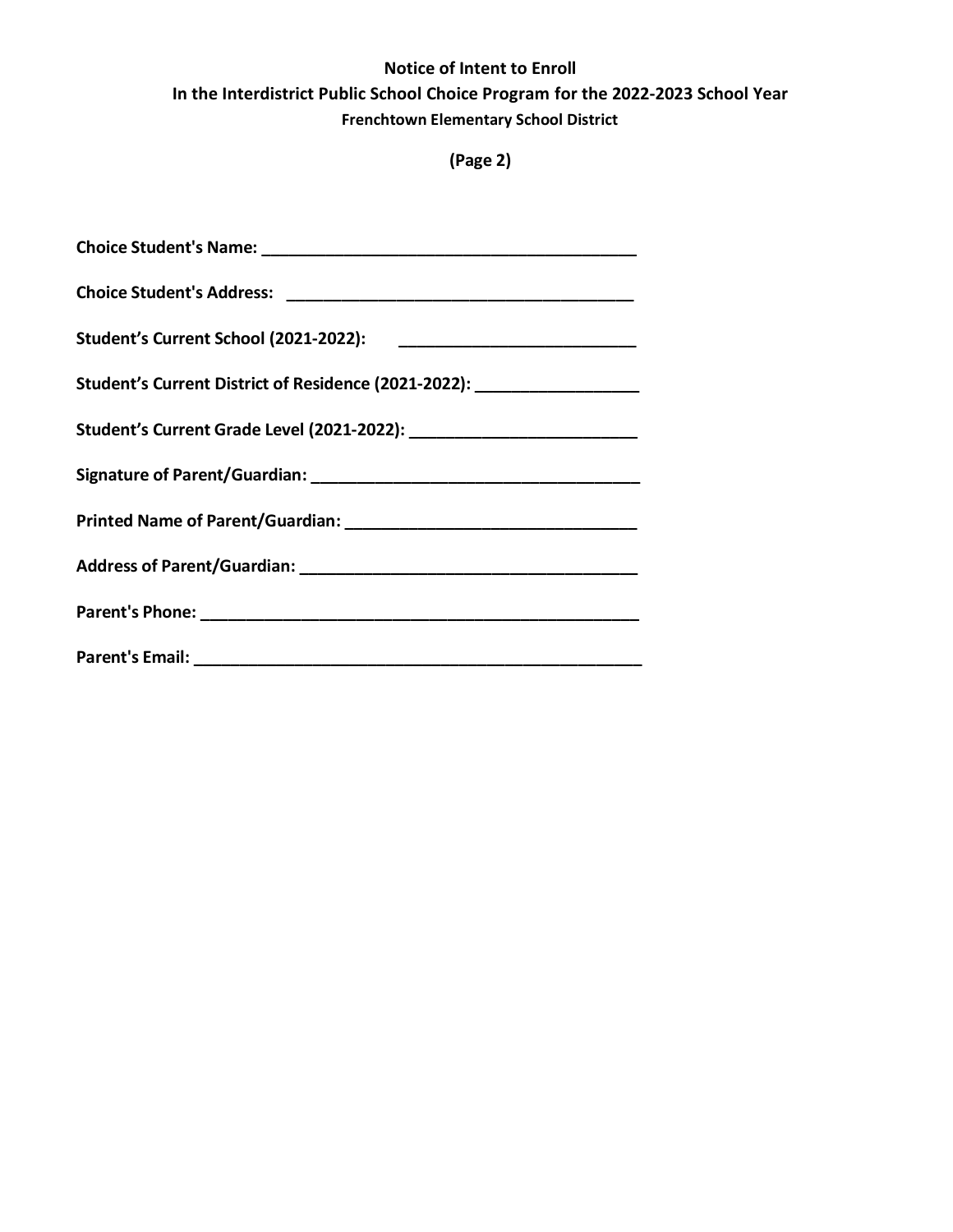**Notice of Intent to Enroll**

**In the Interdistrict Public School Choice Program for the 2022-2023 School Year**

**Frenchtown Elementary School District**

**(Page 2)**

**Choice Student's Name:** ___________________________________________

**Choice Student's Address:** _______________________________________

**Student's Current School (2021-2022):** ___________________________

**Student's Current District of Residence (2021-2022):** __________________

**Student's Current Grade Level (2021-2022):** _________________________

**Signature of Parent/Guardian:** ___________________________________

**Printed Name of Parent/Guardian:** _______________________________

**Address of Parent/Guardian:** ____________________________________

**Parent's Phone:** _____________________________________________

**Parent's Email:** _____________________________________________